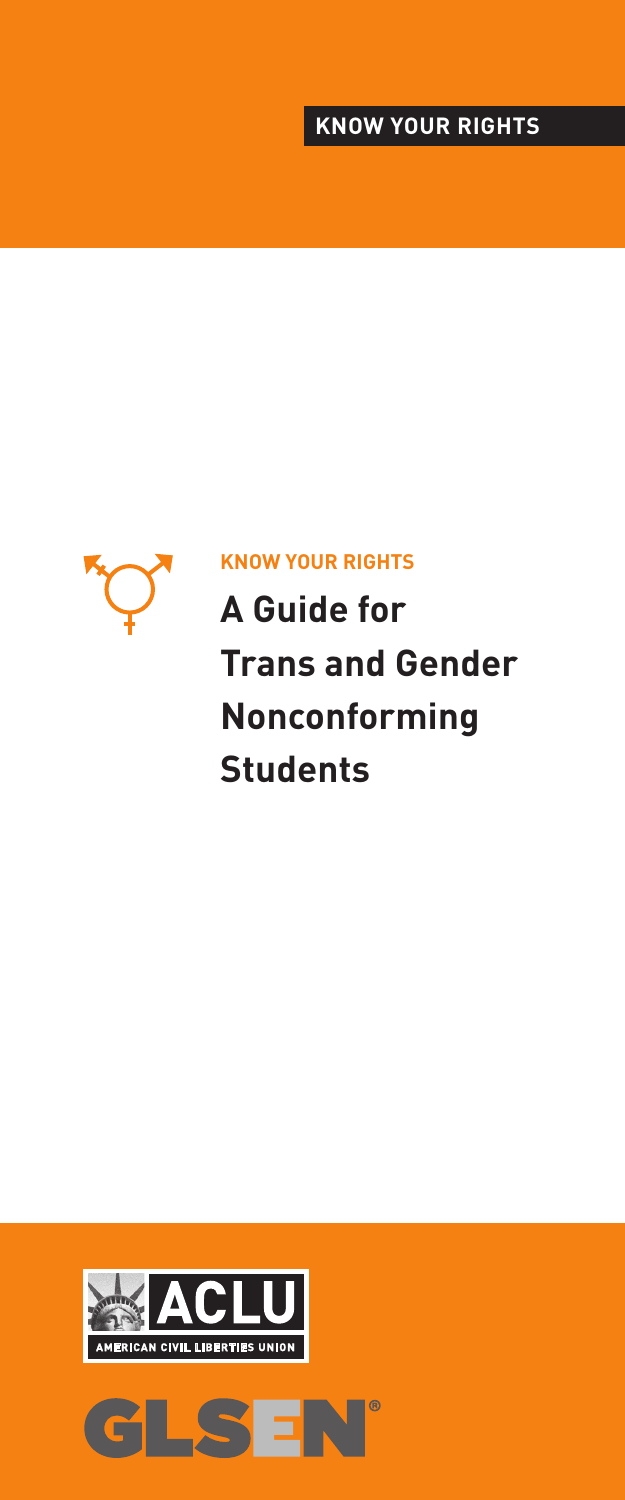KNOW YOUR RIGHTS

KNOW YOUR RIGHTS

# A Guide for Trans and Gender Nonconforming Students

ACLU

AMERICAN CIVIL LIBERTIES UNION

GLSEN®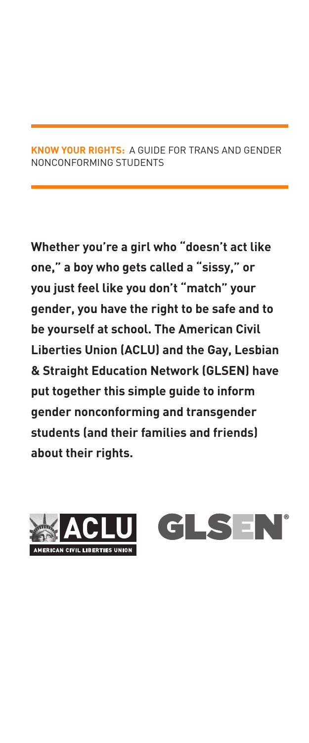**KNOW YOUR RIGHTS:** A GUIDE FOR TRANS AND GENDER NONCONFORMING STUDENTS

**Whether you're a girl who "doesn't act like one," a boy who gets called a "sissy," or you just feel like you don't "match" your gender, you have the right to be safe and to be yourself at school. The American Civil Liberties Union (ACLU) and the Gay, Lesbian & Straight Education Network (GLSEN) have put together this simple guide to inform gender nonconforming and transgender students (and their families and friends) about their rights.**

ACLU AMERICAN CIVIL LIBERTIES UNION

GLSEN®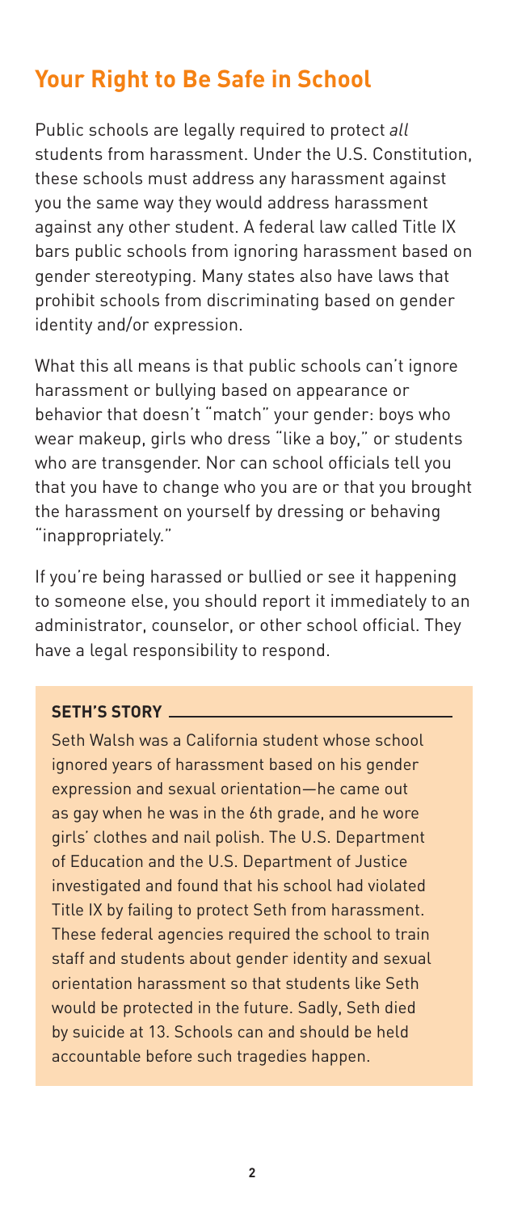## Your Right to Be Safe in School

Public schools are legally required to protect *all* students from harassment. Under the U.S. Constitution, these schools must address any harassment against you the same way they would address harassment against any other student. A federal law called Title IX bars public schools from ignoring harassment based on gender stereotyping. Many states also have laws that prohibit schools from discriminating based on gender identity and/or expression.

What this all means is that public schools can't ignore harassment or bullying based on appearance or behavior that doesn't "match" your gender: boys who wear makeup, girls who dress "like a boy," or students who are transgender. Nor can school officials tell you that you have to change who you are or that you brought the harassment on yourself by dressing or behaving "inappropriately."

If you're being harassed or bullied or see it happening to someone else, you should report it immediately to an administrator, counselor, or other school official. They have a legal responsibility to respond.

### SETH'S STORY

Seth Walsh was a California student whose school ignored years of harassment based on his gender expression and sexual orientation—he came out as gay when he was in the 6th grade, and he wore girls' clothes and nail polish. The U.S. Department of Education and the U.S. Department of Justice investigated and found that his school had violated Title IX by failing to protect Seth from harassment. These federal agencies required the school to train staff and students about gender identity and sexual orientation harassment so that students like Seth would be protected in the future. Sadly, Seth died by suicide at 13. Schools can and should be held accountable before such tragedies happen.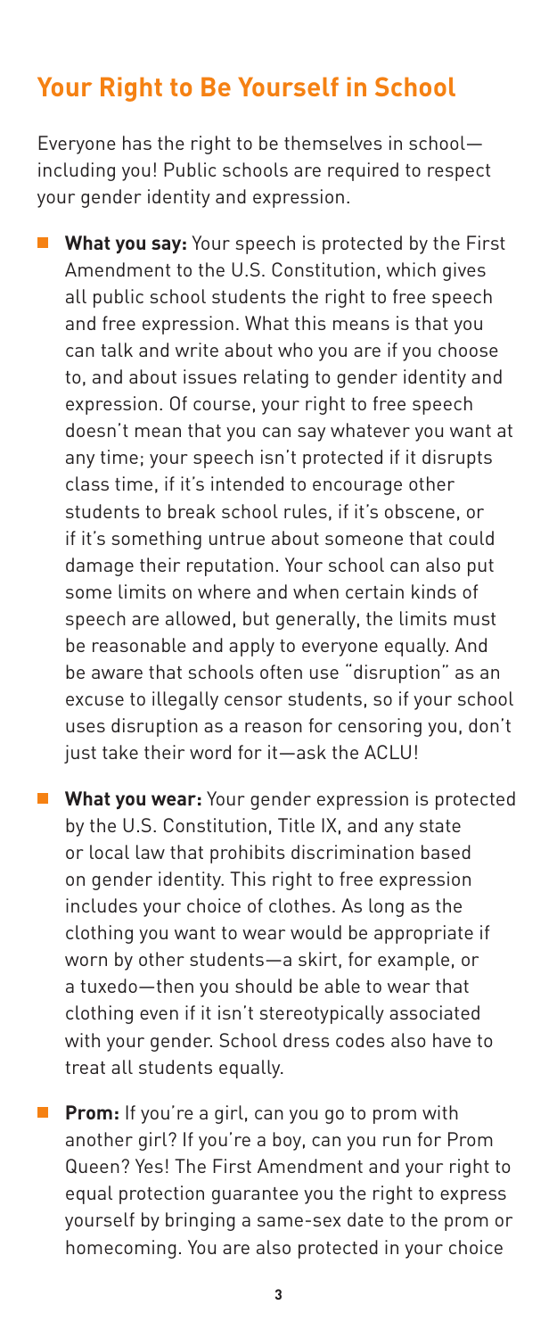## Your Right to Be Yourself in School

Everyone has the right to be themselves in school—including you! Public schools are required to respect your gender identity and expression.

- **What you say:** Your speech is protected by the First Amendment to the U.S. Constitution, which gives all public school students the right to free speech and free expression. What this means is that you can talk and write about who you are if you choose to, and about issues relating to gender identity and expression. Of course, your right to free speech doesn't mean that you can say whatever you want at any time; your speech isn't protected if it disrupts class time, if it's intended to encourage other students to break school rules, if it's obscene, or if it's something untrue about someone that could damage their reputation. Your school can also put some limits on where and when certain kinds of speech are allowed, but generally, the limits must be reasonable and apply to everyone equally. And be aware that schools often use "disruption" as an excuse to illegally censor students, so if your school uses disruption as a reason for censoring you, don't just take their word for it—ask the ACLU!

- **What you wear:** Your gender expression is protected by the U.S. Constitution, Title IX, and any state or local law that prohibits discrimination based on gender identity. This right to free expression includes your choice of clothes. As long as the clothing you want to wear would be appropriate if worn by other students—a skirt, for example, or a tuxedo—then you should be able to wear that clothing even if it isn't stereotypically associated with your gender. School dress codes also have to treat all students equally.

- **Prom:** If you're a girl, can you go to prom with another girl? If you're a boy, can you run for Prom Queen? Yes! The First Amendment and your right to equal protection guarantee you the right to express yourself by bringing a same-sex date to the prom or homecoming. You are also protected in your choice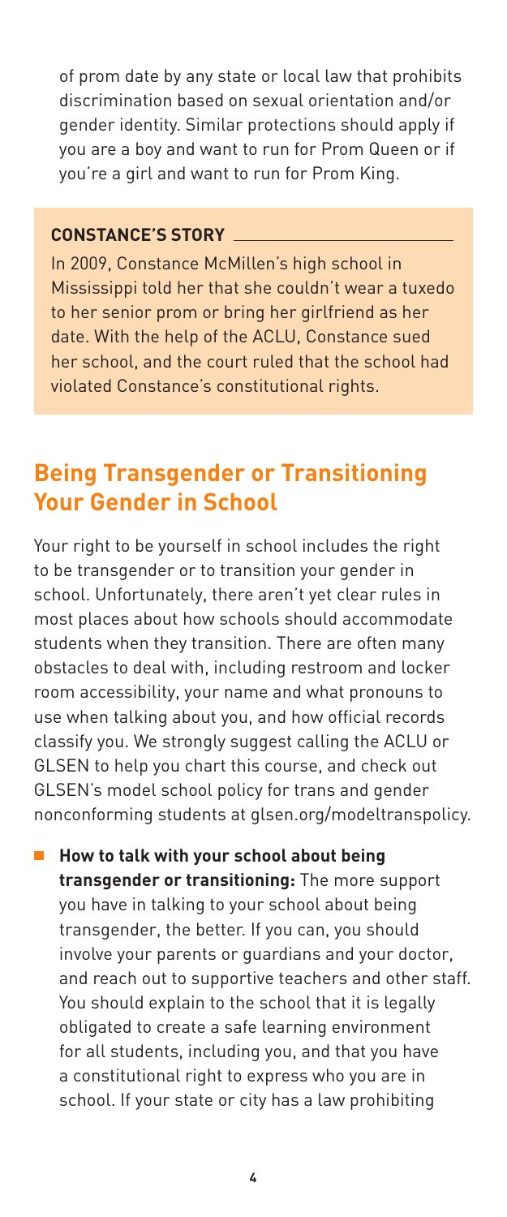of prom date by any state or local law that prohibits discrimination based on sexual orientation and/or gender identity. Similar protections should apply if you are a boy and want to run for Prom Queen or if you're a girl and want to run for Prom King.

**CONSTANCE'S STORY**

In 2009, Constance McMillen's high school in Mississippi told her that she couldn't wear a tuxedo to her senior prom or bring her girlfriend as her date. With the help of the ACLU, Constance sued her school, and the court ruled that the school had violated Constance's constitutional rights.

## Being Transgender or Transitioning Your Gender in School

Your right to be yourself in school includes the right to be transgender or to transition your gender in school. Unfortunately, there aren't yet clear rules in most places about how schools should accommodate students when they transition. There are often many obstacles to deal with, including restroom and locker room accessibility, your name and what pronouns to use when talking about you, and how official records classify you. We strongly suggest calling the ACLU or GLSEN to help you chart this course, and check out GLSEN's model school policy for trans and gender nonconforming students at glsen.org/modeltranspolicy.

- **How to talk with your school about being transgender or transitioning:** The more support you have in talking to your school about being transgender, the better. If you can, you should involve your parents or guardians and your doctor, and reach out to supportive teachers and other staff. You should explain to the school that it is legally obligated to create a safe learning environment for all students, including you, and that you have a constitutional right to express who you are in school. If your state or city has a law prohibiting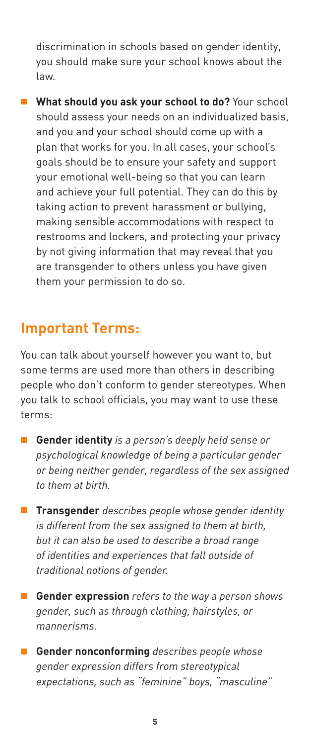discrimination in schools based on gender identity, you should make sure your school knows about the law.

- **What should you ask your school to do?** Your school should assess your needs on an individualized basis, and you and your school should come up with a plan that works for you. In all cases, your school's goals should be to ensure your safety and support your emotional well-being so that you can learn and achieve your full potential. They can do this by taking action to prevent harassment or bullying, making sensible accommodations with respect to restrooms and lockers, and protecting your privacy by not giving information that may reveal that you are transgender to others unless you have given them your permission to do so.

## Important Terms:

You can talk about yourself however you want to, but some terms are used more than others in describing people who don't conform to gender stereotypes. When you talk to school officials, you may want to use these terms:

- **Gender identity** *is a person's deeply held sense or psychological knowledge of being a particular gender or being neither gender, regardless of the sex assigned to them at birth.*
- **Transgender** *describes people whose gender identity is different from the sex assigned to them at birth, but it can also be used to describe a broad range of identities and experiences that fall outside of traditional notions of gender.*
- **Gender expression** *refers to the way a person shows gender, such as through clothing, hairstyles, or mannerisms.*
- **Gender nonconforming** *describes people whose gender expression differs from stereotypical expectations, such as "feminine" boys, "masculine"*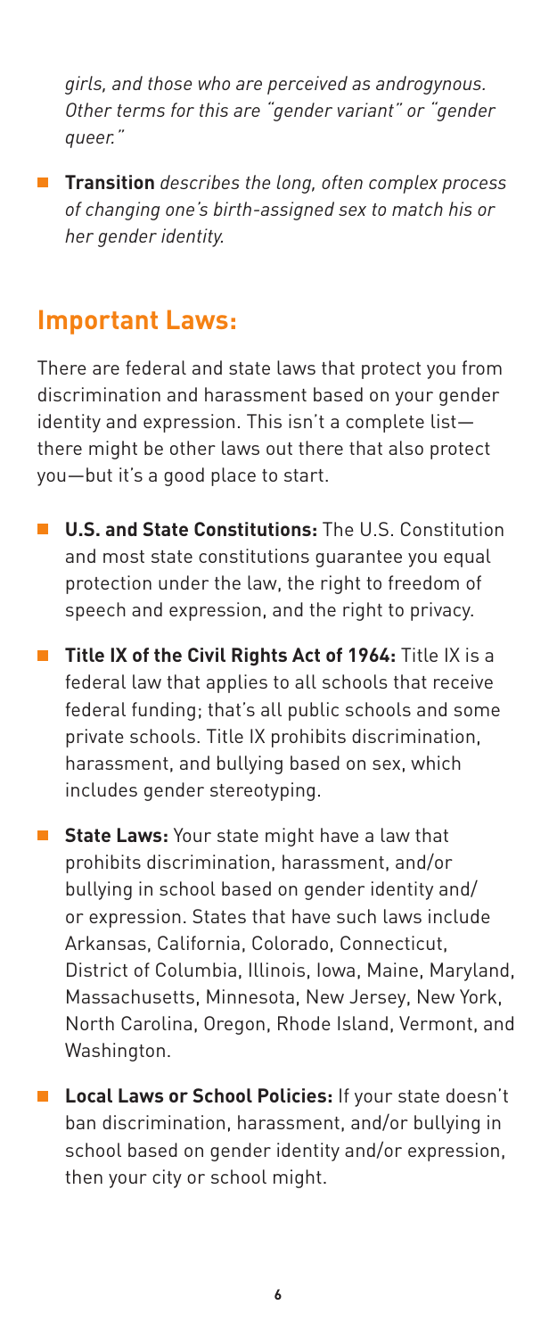*girls, and those who are perceived as androgynous. Other terms for this are "gender variant" or "gender queer."*

- **Transition** *describes the long, often complex process of changing one's birth-assigned sex to match his or her gender identity.*

## Important Laws:

There are federal and state laws that protect you from discrimination and harassment based on your gender identity and expression. This isn't a complete list—there might be other laws out there that also protect you—but it's a good place to start.

- **U.S. and State Constitutions:** The U.S. Constitution and most state constitutions guarantee you equal protection under the law, the right to freedom of speech and expression, and the right to privacy.

- **Title IX of the Civil Rights Act of 1964:** Title IX is a federal law that applies to all schools that receive federal funding; that's all public schools and some private schools. Title IX prohibits discrimination, harassment, and bullying based on sex, which includes gender stereotyping.

- **State Laws:** Your state might have a law that prohibits discrimination, harassment, and/or bullying in school based on gender identity and/or expression. States that have such laws include Arkansas, California, Colorado, Connecticut, District of Columbia, Illinois, Iowa, Maine, Maryland, Massachusetts, Minnesota, New Jersey, New York, North Carolina, Oregon, Rhode Island, Vermont, and Washington.

- **Local Laws or School Policies:** If your state doesn't ban discrimination, harassment, and/or bullying in school based on gender identity and/or expression, then your city or school might.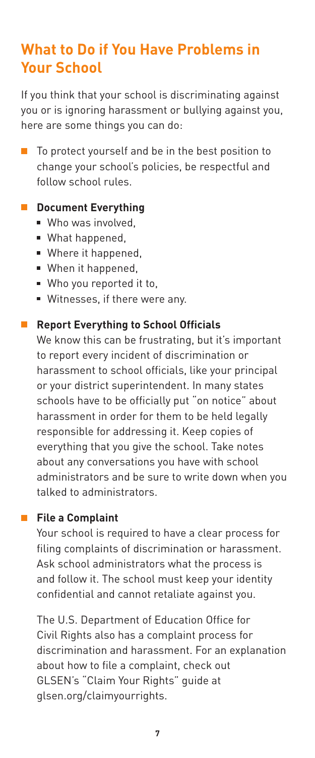## What to Do if You Have Problems in Your School

If you think that your school is discriminating against you or is ignoring harassment or bullying against you, here are some things you can do:

- To protect yourself and be in the best position to change your school's policies, be respectful and follow school rules.

- **Document Everything**
  - Who was involved,
  - What happened,
  - Where it happened,
  - When it happened,
  - Who you reported it to,
  - Witnesses, if there were any.

- **Report Everything to School Officials**

  We know this can be frustrating, but it's important to report every incident of discrimination or harassment to school officials, like your principal or your district superintendent. In many states schools have to be officially put "on notice" about harassment in order for them to be held legally responsible for addressing it. Keep copies of everything that you give the school. Take notes about any conversations you have with school administrators and be sure to write down when you talked to administrators.

- **File a Complaint**

  Your school is required to have a clear process for filing complaints of discrimination or harassment. Ask school administrators what the process is and follow it. The school must keep your identity confidential and cannot retaliate against you.

  The U.S. Department of Education Office for Civil Rights also has a complaint process for discrimination and harassment. For an explanation about how to file a complaint, check out GLSEN's "Claim Your Rights" guide at glsen.org/claimyourrights.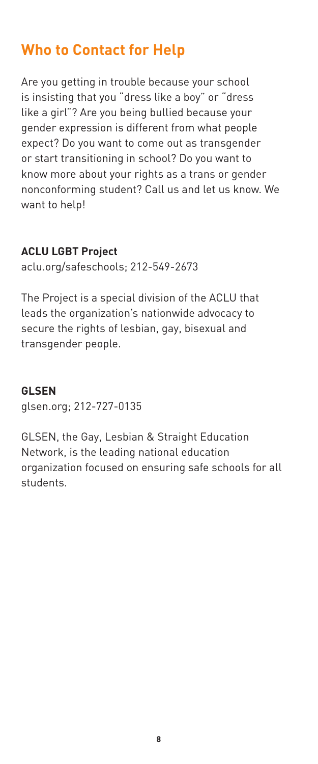## Who to Contact for Help

Are you getting in trouble because your school is insisting that you "dress like a boy" or "dress like a girl"? Are you being bullied because your gender expression is different from what people expect? Do you want to come out as transgender or start transitioning in school? Do you want to know more about your rights as a trans or gender nonconforming student? Call us and let us know. We want to help!

**ACLU LGBT Project**
aclu.org/safeschools; 212-549-2673

The Project is a special division of the ACLU that leads the organization's nationwide advocacy to secure the rights of lesbian, gay, bisexual and transgender people.

**GLSEN**
glsen.org; 212-727-0135

GLSEN, the Gay, Lesbian & Straight Education Network, is the leading national education organization focused on ensuring safe schools for all students.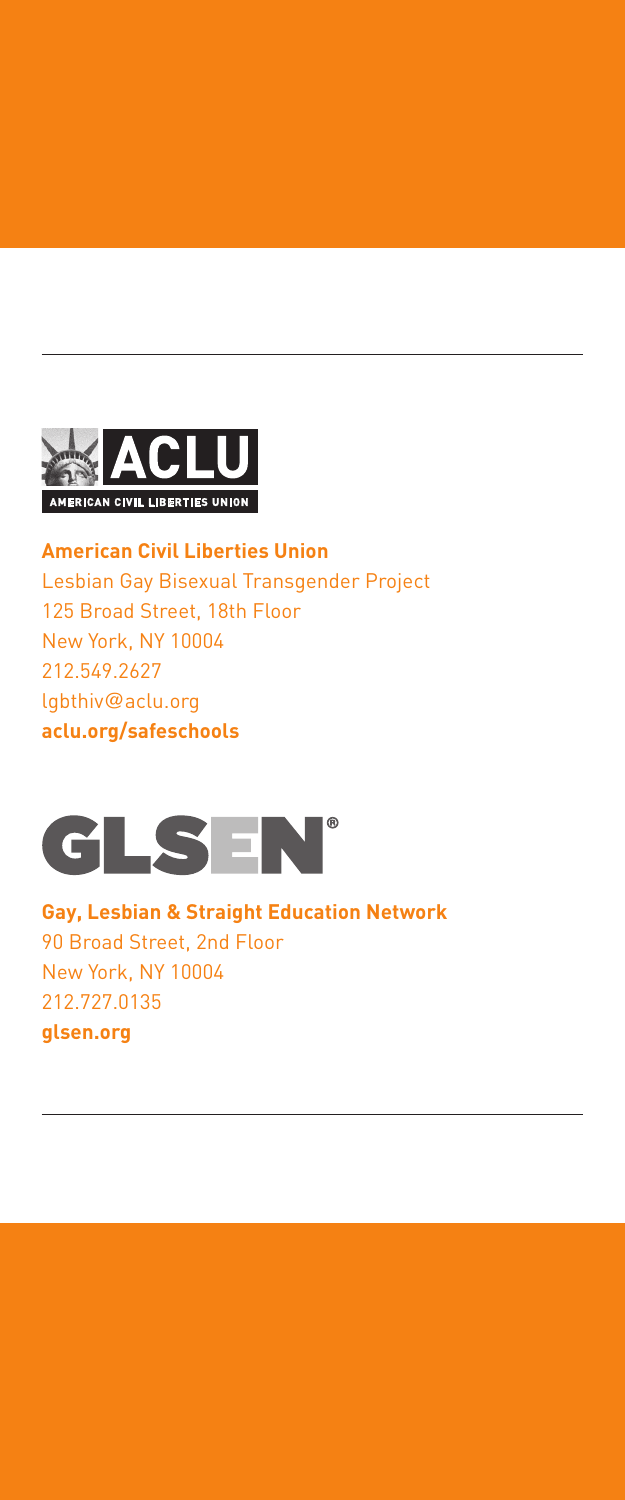ACLU

AMERICAN CIVIL LIBERTIES UNION

**American Civil Liberties Union**
Lesbian Gay Bisexual Transgender Project
125 Broad Street, 18th Floor
New York, NY 10004
212.549.2627
lgbthiv@aclu.org
**aclu.org/safeschools**

GLSEN®

**Gay, Lesbian & Straight Education Network**
90 Broad Street, 2nd Floor
New York, NY 10004
212.727.0135
**glsen.org**